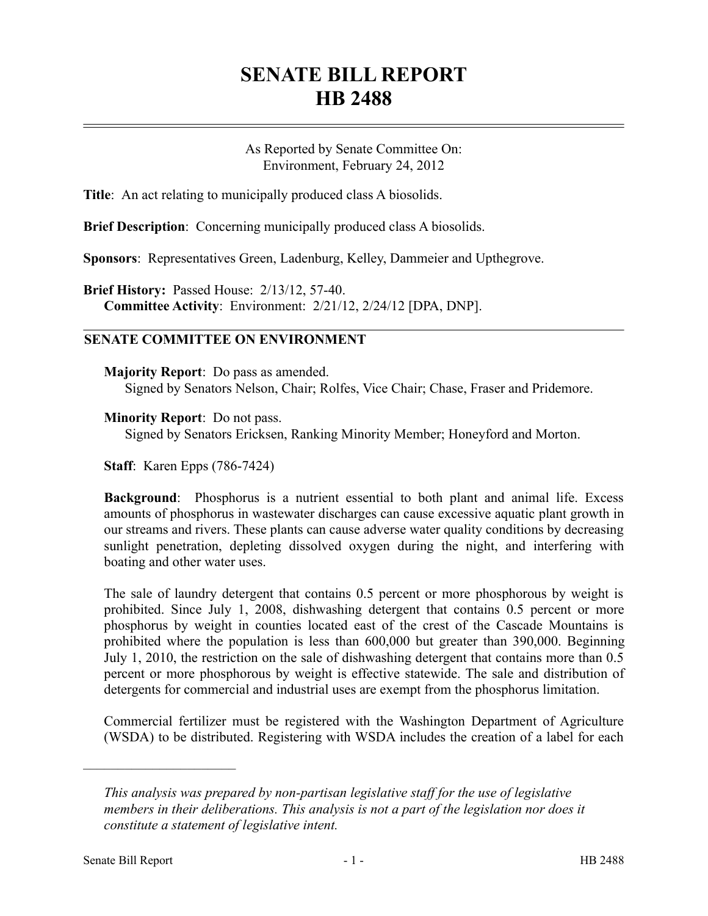# SENATE BILL REPORT
# HB 2488

As Reported by Senate Committee On:
Environment, February 24, 2012

**Title**: An act relating to municipally produced class A biosolids.

**Brief Description**: Concerning municipally produced class A biosolids.

**Sponsors**: Representatives Green, Ladenburg, Kelley, Dammeier and Upthegrove.

**Brief History:** Passed House: 2/13/12, 57-40.
**Committee Activity**: Environment: 2/21/12, 2/24/12 [DPA, DNP].

## SENATE COMMITTEE ON ENVIRONMENT

**Majority Report**: Do pass as amended.
Signed by Senators Nelson, Chair; Rolfes, Vice Chair; Chase, Fraser and Pridemore.

**Minority Report**: Do not pass.
Signed by Senators Ericksen, Ranking Minority Member; Honeyford and Morton.

**Staff**: Karen Epps (786-7424)

**Background**: Phosphorus is a nutrient essential to both plant and animal life. Excess amounts of phosphorus in wastewater discharges can cause excessive aquatic plant growth in our streams and rivers. These plants can cause adverse water quality conditions by decreasing sunlight penetration, depleting dissolved oxygen during the night, and interfering with boating and other water uses.

The sale of laundry detergent that contains 0.5 percent or more phosphorous by weight is prohibited. Since July 1, 2008, dishwashing detergent that contains 0.5 percent or more phosphorus by weight in counties located east of the crest of the Cascade Mountains is prohibited where the population is less than 600,000 but greater than 390,000. Beginning July 1, 2010, the restriction on the sale of dishwashing detergent that contains more than 0.5 percent or more phosphorous by weight is effective statewide. The sale and distribution of detergents for commercial and industrial uses are exempt from the phosphorus limitation.

Commercial fertilizer must be registered with the Washington Department of Agriculture (WSDA) to be distributed. Registering with WSDA includes the creation of a label for each

---

*This analysis was prepared by non-partisan legislative staff for the use of legislative members in their deliberations. This analysis is not a part of the legislation nor does it constitute a statement of legislative intent.*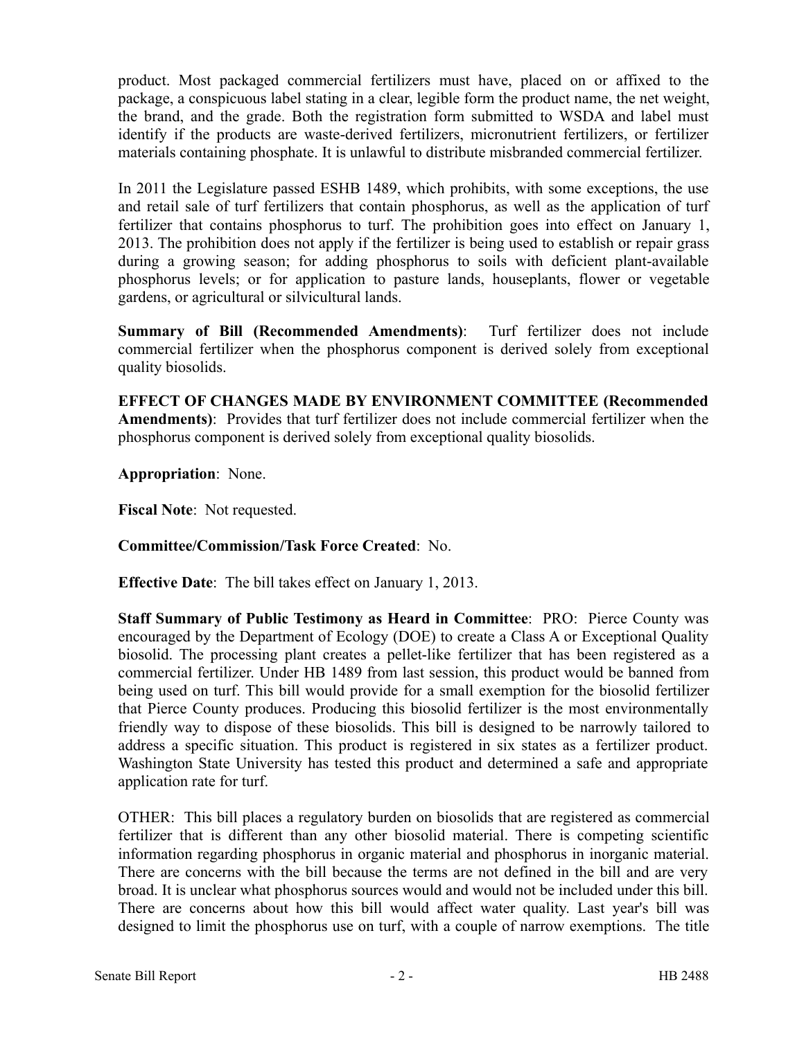product. Most packaged commercial fertilizers must have, placed on or affixed to the package, a conspicuous label stating in a clear, legible form the product name, the net weight, the brand, and the grade. Both the registration form submitted to WSDA and label must identify if the products are waste-derived fertilizers, micronutrient fertilizers, or fertilizer materials containing phosphate. It is unlawful to distribute misbranded commercial fertilizer.

In 2011 the Legislature passed ESHB 1489, which prohibits, with some exceptions, the use and retail sale of turf fertilizers that contain phosphorus, as well as the application of turf fertilizer that contains phosphorus to turf. The prohibition goes into effect on January 1, 2013. The prohibition does not apply if the fertilizer is being used to establish or repair grass during a growing season; for adding phosphorus to soils with deficient plant-available phosphorus levels; or for application to pasture lands, houseplants, flower or vegetable gardens, or agricultural or silvicultural lands.

**Summary of Bill (Recommended Amendments)**: Turf fertilizer does not include commercial fertilizer when the phosphorus component is derived solely from exceptional quality biosolids.

**EFFECT OF CHANGES MADE BY ENVIRONMENT COMMITTEE (Recommended Amendments)**: Provides that turf fertilizer does not include commercial fertilizer when the phosphorus component is derived solely from exceptional quality biosolids.

**Appropriation**: None.

**Fiscal Note**: Not requested.

**Committee/Commission/Task Force Created**: No.

**Effective Date**: The bill takes effect on January 1, 2013.

**Staff Summary of Public Testimony as Heard in Committee**: PRO: Pierce County was encouraged by the Department of Ecology (DOE) to create a Class A or Exceptional Quality biosolid. The processing plant creates a pellet-like fertilizer that has been registered as a commercial fertilizer. Under HB 1489 from last session, this product would be banned from being used on turf. This bill would provide for a small exemption for the biosolid fertilizer that Pierce County produces. Producing this biosolid fertilizer is the most environmentally friendly way to dispose of these biosolids. This bill is designed to be narrowly tailored to address a specific situation. This product is registered in six states as a fertilizer product. Washington State University has tested this product and determined a safe and appropriate application rate for turf.

OTHER: This bill places a regulatory burden on biosolids that are registered as commercial fertilizer that is different than any other biosolid material. There is competing scientific information regarding phosphorus in organic material and phosphorus in inorganic material. There are concerns with the bill because the terms are not defined in the bill and are very broad. It is unclear what phosphorus sources would and would not be included under this bill. There are concerns about how this bill would affect water quality. Last year's bill was designed to limit the phosphorus use on turf, with a couple of narrow exemptions. The title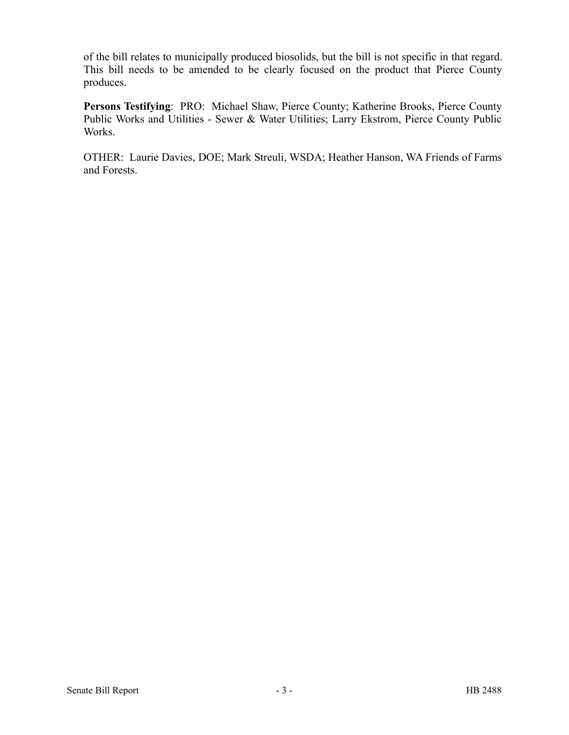of the bill relates to municipally produced biosolids, but the bill is not specific in that regard. This bill needs to be amended to be clearly focused on the product that Pierce County produces.

**Persons Testifying**: PRO: Michael Shaw, Pierce County; Katherine Brooks, Pierce County Public Works and Utilities - Sewer & Water Utilities; Larry Ekstrom, Pierce County Public Works.

OTHER: Laurie Davies, DOE; Mark Streuli, WSDA; Heather Hanson, WA Friends of Farms and Forests.